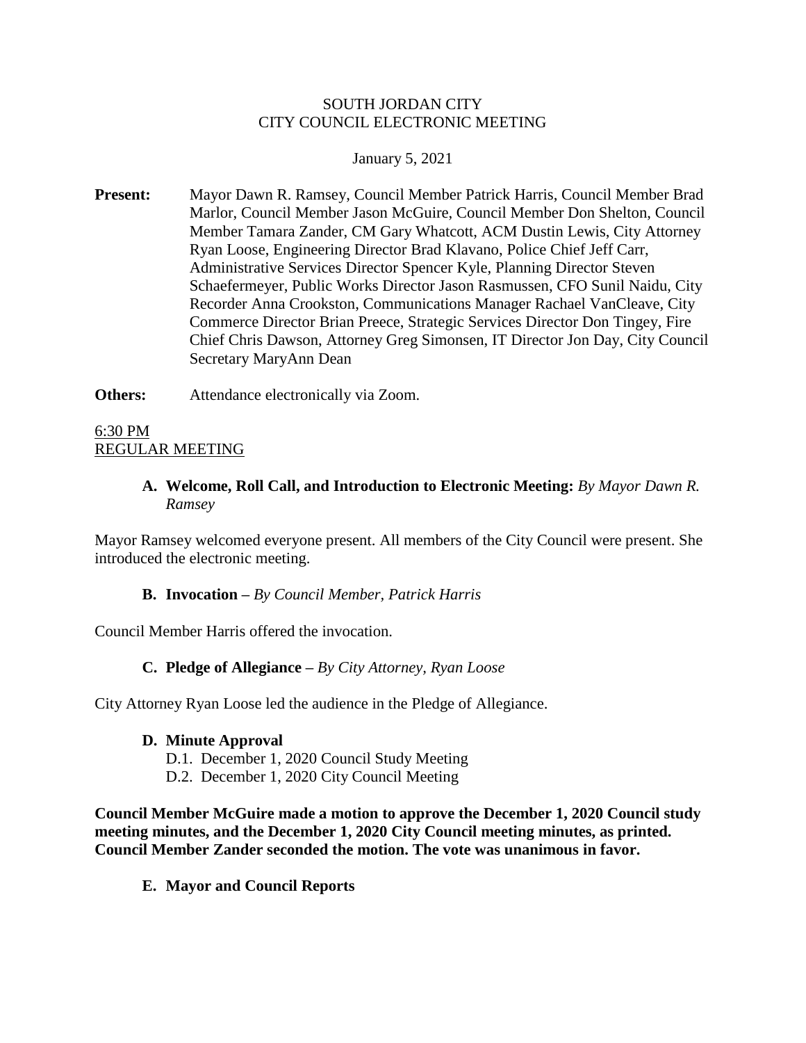SOUTH JORDAN CITY
CITY COUNCIL ELECTRONIC MEETING

January 5, 2021

**Present:** Mayor Dawn R. Ramsey, Council Member Patrick Harris, Council Member Brad Marlor, Council Member Jason McGuire, Council Member Don Shelton, Council Member Tamara Zander, CM Gary Whatcott, ACM Dustin Lewis, City Attorney Ryan Loose, Engineering Director Brad Klavano, Police Chief Jeff Carr, Administrative Services Director Spencer Kyle, Planning Director Steven Schaefermeyer, Public Works Director Jason Rasmussen, CFO Sunil Naidu, City Recorder Anna Crookston, Communications Manager Rachael VanCleave, City Commerce Director Brian Preece, Strategic Services Director Don Tingey, Fire Chief Chris Dawson, Attorney Greg Simonsen, IT Director Jon Day, City Council Secretary MaryAnn Dean

**Others:** Attendance electronically via Zoom.

6:30 PM
REGULAR MEETING

**A. Welcome, Roll Call, and Introduction to Electronic Meeting:** *By Mayor Dawn R. Ramsey*

Mayor Ramsey welcomed everyone present. All members of the City Council were present. She introduced the electronic meeting.

**B. Invocation –** *By Council Member, Patrick Harris*

Council Member Harris offered the invocation.

**C. Pledge of Allegiance –** *By City Attorney, Ryan Loose*

City Attorney Ryan Loose led the audience in the Pledge of Allegiance.

**D. Minute Approval**

D.1. December 1, 2020 Council Study Meeting
D.2. December 1, 2020 City Council Meeting

**Council Member McGuire made a motion to approve the December 1, 2020 Council study meeting minutes, and the December 1, 2020 City Council meeting minutes, as printed. Council Member Zander seconded the motion. The vote was unanimous in favor.**

**E. Mayor and Council Reports**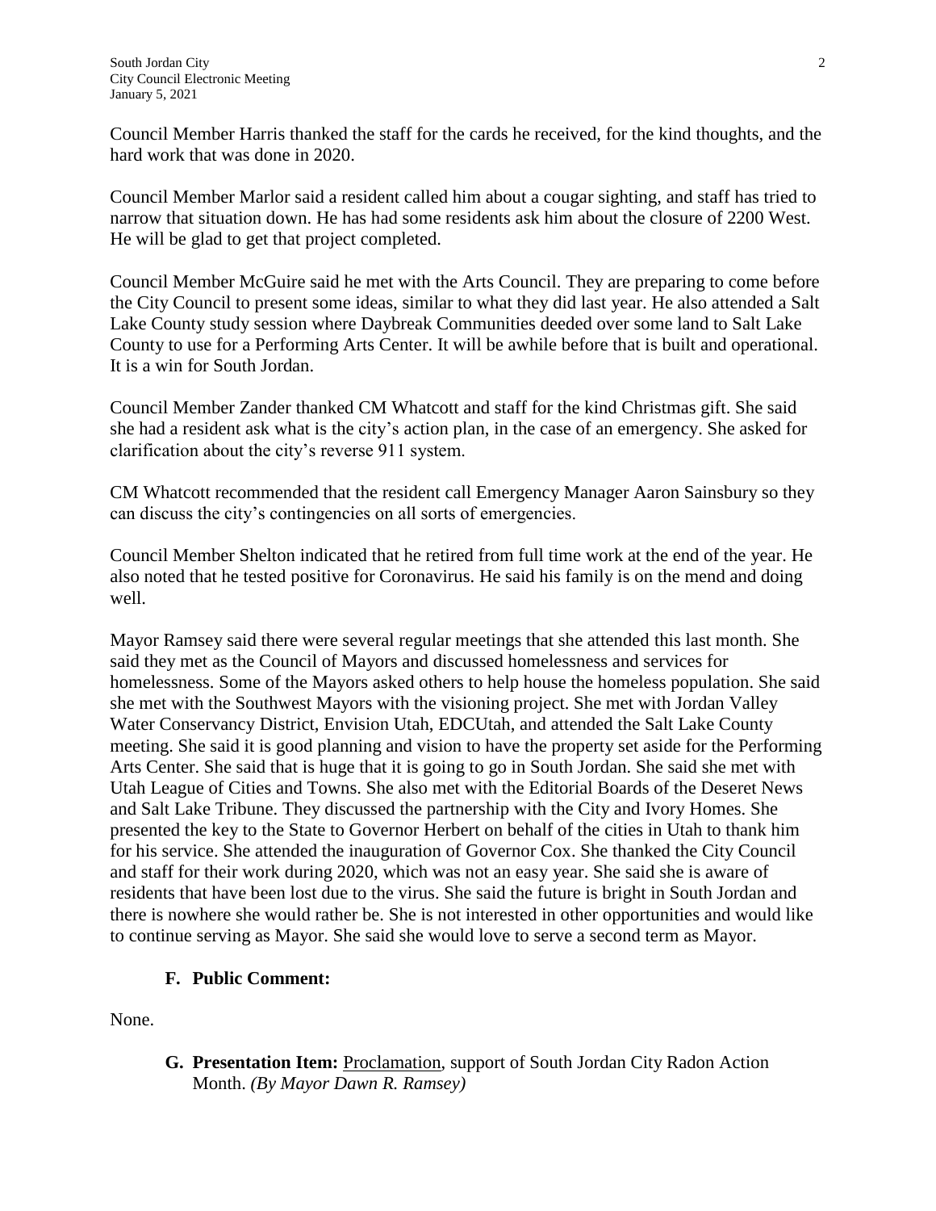Council Member Harris thanked the staff for the cards he received, for the kind thoughts, and the hard work that was done in 2020.

Council Member Marlor said a resident called him about a cougar sighting, and staff has tried to narrow that situation down. He has had some residents ask him about the closure of 2200 West. He will be glad to get that project completed.

Council Member McGuire said he met with the Arts Council. They are preparing to come before the City Council to present some ideas, similar to what they did last year. He also attended a Salt Lake County study session where Daybreak Communities deeded over some land to Salt Lake County to use for a Performing Arts Center. It will be awhile before that is built and operational. It is a win for South Jordan.

Council Member Zander thanked CM Whatcott and staff for the kind Christmas gift. She said she had a resident ask what is the city's action plan, in the case of an emergency. She asked for clarification about the city's reverse 911 system.

CM Whatcott recommended that the resident call Emergency Manager Aaron Sainsbury so they can discuss the city's contingencies on all sorts of emergencies.

Council Member Shelton indicated that he retired from full time work at the end of the year. He also noted that he tested positive for Coronavirus. He said his family is on the mend and doing well.

Mayor Ramsey said there were several regular meetings that she attended this last month. She said they met as the Council of Mayors and discussed homelessness and services for homelessness. Some of the Mayors asked others to help house the homeless population. She said she met with the Southwest Mayors with the visioning project. She met with Jordan Valley Water Conservancy District, Envision Utah, EDCUtah, and attended the Salt Lake County meeting. She said it is good planning and vision to have the property set aside for the Performing Arts Center. She said that is huge that it is going to go in South Jordan. She said she met with Utah League of Cities and Towns. She also met with the Editorial Boards of the Deseret News and Salt Lake Tribune. They discussed the partnership with the City and Ivory Homes. She presented the key to the State to Governor Herbert on behalf of the cities in Utah to thank him for his service. She attended the inauguration of Governor Cox. She thanked the City Council and staff for their work during 2020, which was not an easy year. She said she is aware of residents that have been lost due to the virus. She said the future is bright in South Jordan and there is nowhere she would rather be. She is not interested in other opportunities and would like to continue serving as Mayor. She said she would love to serve a second term as Mayor.

**F. Public Comment:**

None.

**G. Presentation Item:** Proclamation, support of South Jordan City Radon Action Month. *(By Mayor Dawn R. Ramsey)*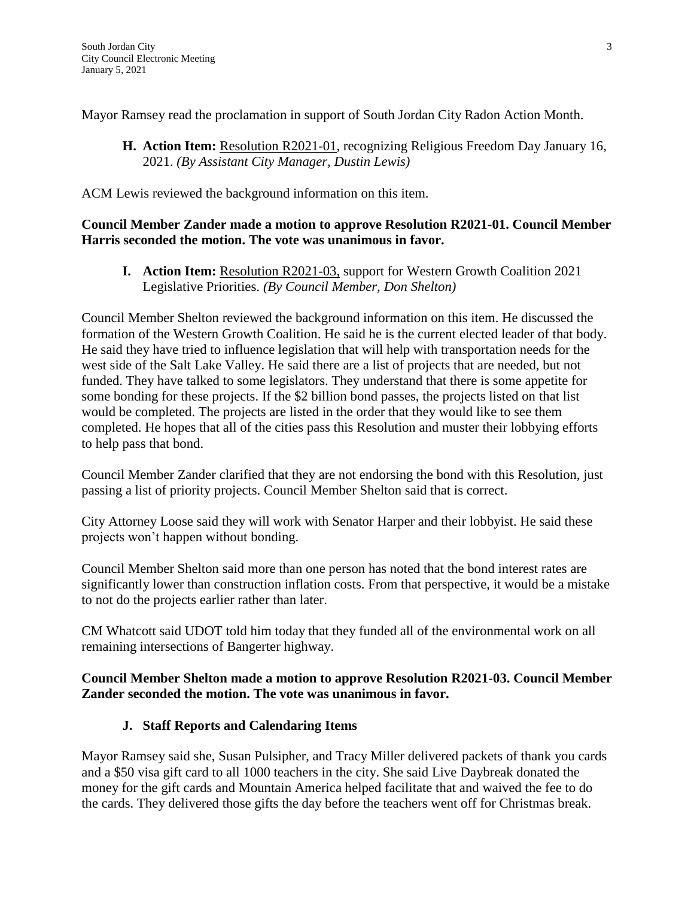Mayor Ramsey read the proclamation in support of South Jordan City Radon Action Month.

**H. Action Item:** Resolution R2021-01, recognizing Religious Freedom Day January 16, 2021. *(By Assistant City Manager, Dustin Lewis)*

ACM Lewis reviewed the background information on this item.

**Council Member Zander made a motion to approve Resolution R2021-01. Council Member Harris seconded the motion. The vote was unanimous in favor.**

**I. Action Item:** Resolution R2021-03, support for Western Growth Coalition 2021 Legislative Priorities. *(By Council Member, Don Shelton)*

Council Member Shelton reviewed the background information on this item. He discussed the formation of the Western Growth Coalition. He said he is the current elected leader of that body. He said they have tried to influence legislation that will help with transportation needs for the west side of the Salt Lake Valley. He said there are a list of projects that are needed, but not funded. They have talked to some legislators. They understand that there is some appetite for some bonding for these projects. If the $2 billion bond passes, the projects listed on that list would be completed. The projects are listed in the order that they would like to see them completed. He hopes that all of the cities pass this Resolution and muster their lobbying efforts to help pass that bond.

Council Member Zander clarified that they are not endorsing the bond with this Resolution, just passing a list of priority projects. Council Member Shelton said that is correct.

City Attorney Loose said they will work with Senator Harper and their lobbyist. He said these projects won't happen without bonding.

Council Member Shelton said more than one person has noted that the bond interest rates are significantly lower than construction inflation costs. From that perspective, it would be a mistake to not do the projects earlier rather than later.

CM Whatcott said UDOT told him today that they funded all of the environmental work on all remaining intersections of Bangerter highway.

**Council Member Shelton made a motion to approve Resolution R2021-03. Council Member Zander seconded the motion. The vote was unanimous in favor.**

**J. Staff Reports and Calendaring Items**

Mayor Ramsey said she, Susan Pulsipher, and Tracy Miller delivered packets of thank you cards and a $50 visa gift card to all 1000 teachers in the city. She said Live Daybreak donated the money for the gift cards and Mountain America helped facilitate that and waived the fee to do the cards. They delivered those gifts the day before the teachers went off for Christmas break.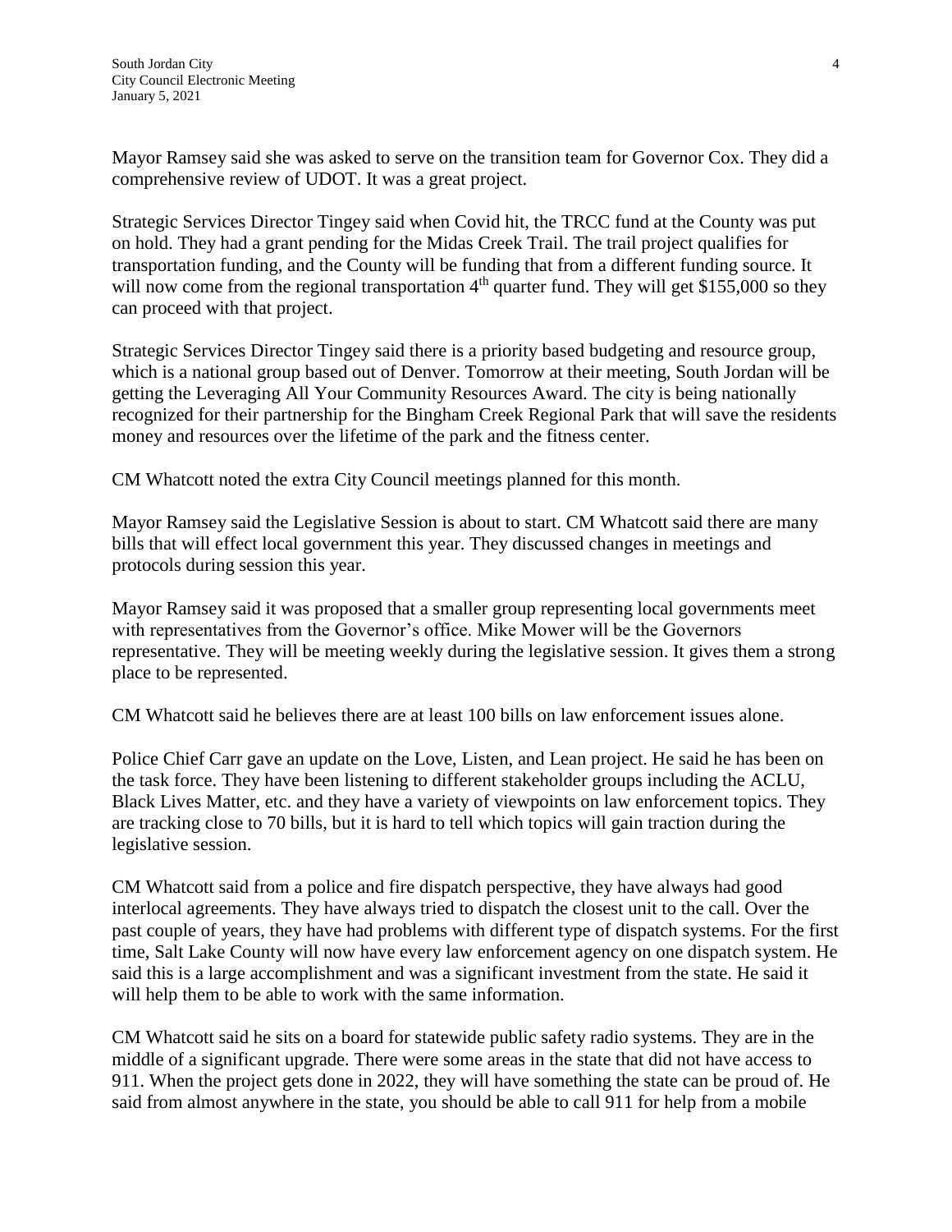Mayor Ramsey said she was asked to serve on the transition team for Governor Cox. They did a comprehensive review of UDOT. It was a great project.

Strategic Services Director Tingey said when Covid hit, the TRCC fund at the County was put on hold. They had a grant pending for the Midas Creek Trail. The trail project qualifies for transportation funding, and the County will be funding that from a different funding source. It will now come from the regional transportation 4th quarter fund. They will get $155,000 so they can proceed with that project.

Strategic Services Director Tingey said there is a priority based budgeting and resource group, which is a national group based out of Denver. Tomorrow at their meeting, South Jordan will be getting the Leveraging All Your Community Resources Award. The city is being nationally recognized for their partnership for the Bingham Creek Regional Park that will save the residents money and resources over the lifetime of the park and the fitness center.

CM Whatcott noted the extra City Council meetings planned for this month.

Mayor Ramsey said the Legislative Session is about to start. CM Whatcott said there are many bills that will effect local government this year. They discussed changes in meetings and protocols during session this year.

Mayor Ramsey said it was proposed that a smaller group representing local governments meet with representatives from the Governor's office. Mike Mower will be the Governors representative. They will be meeting weekly during the legislative session. It gives them a strong place to be represented.

CM Whatcott said he believes there are at least 100 bills on law enforcement issues alone.

Police Chief Carr gave an update on the Love, Listen, and Lean project. He said he has been on the task force. They have been listening to different stakeholder groups including the ACLU, Black Lives Matter, etc. and they have a variety of viewpoints on law enforcement topics. They are tracking close to 70 bills, but it is hard to tell which topics will gain traction during the legislative session.

CM Whatcott said from a police and fire dispatch perspective, they have always had good interlocal agreements. They have always tried to dispatch the closest unit to the call. Over the past couple of years, they have had problems with different type of dispatch systems. For the first time, Salt Lake County will now have every law enforcement agency on one dispatch system. He said this is a large accomplishment and was a significant investment from the state. He said it will help them to be able to work with the same information.

CM Whatcott said he sits on a board for statewide public safety radio systems. They are in the middle of a significant upgrade. There were some areas in the state that did not have access to 911. When the project gets done in 2022, they will have something the state can be proud of. He said from almost anywhere in the state, you should be able to call 911 for help from a mobile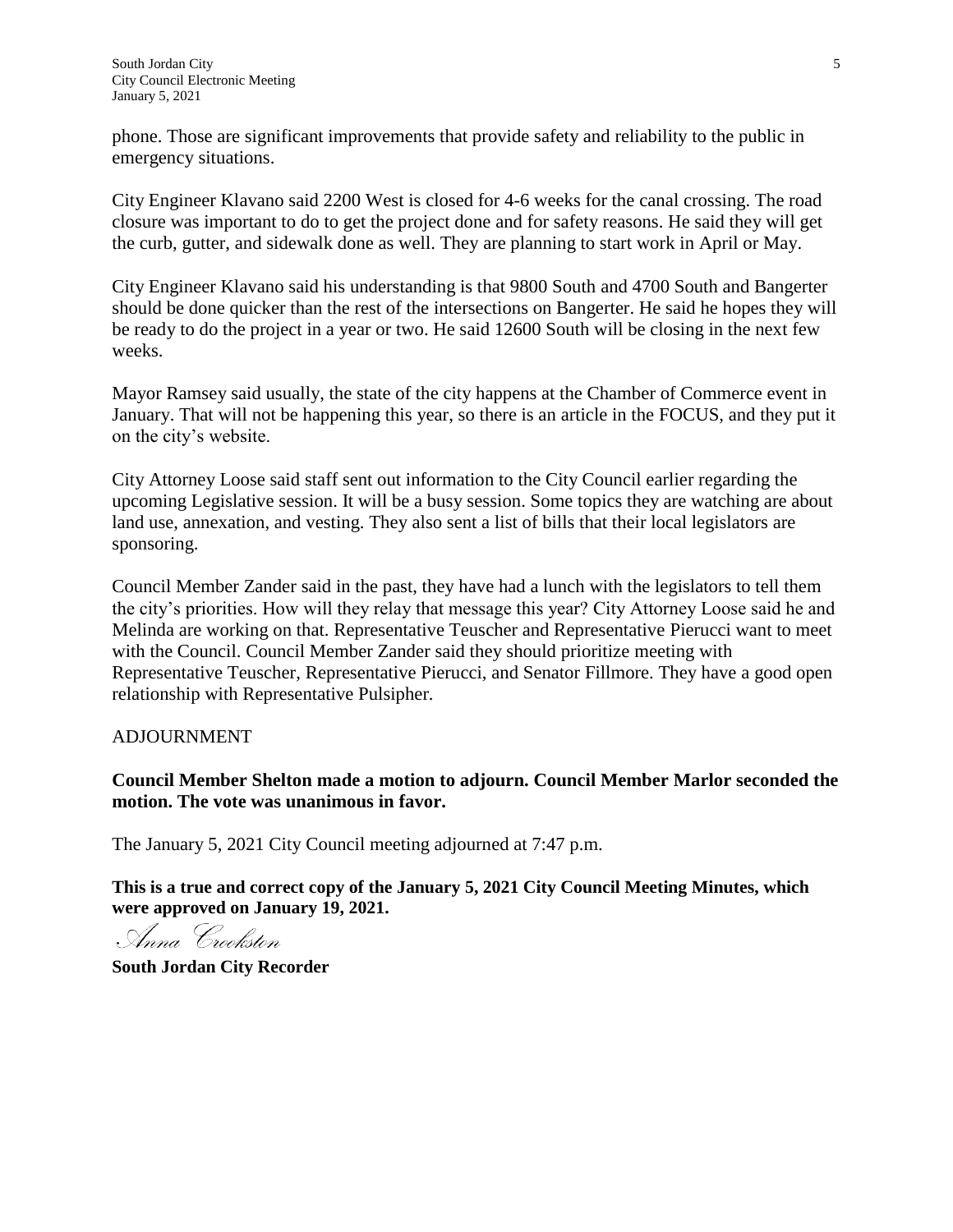phone. Those are significant improvements that provide safety and reliability to the public in emergency situations.

City Engineer Klavano said 2200 West is closed for 4-6 weeks for the canal crossing. The road closure was important to do to get the project done and for safety reasons. He said they will get the curb, gutter, and sidewalk done as well. They are planning to start work in April or May.

City Engineer Klavano said his understanding is that 9800 South and 4700 South and Bangerter should be done quicker than the rest of the intersections on Bangerter. He said he hopes they will be ready to do the project in a year or two. He said 12600 South will be closing in the next few weeks.

Mayor Ramsey said usually, the state of the city happens at the Chamber of Commerce event in January. That will not be happening this year, so there is an article in the FOCUS, and they put it on the city's website.

City Attorney Loose said staff sent out information to the City Council earlier regarding the upcoming Legislative session. It will be a busy session. Some topics they are watching are about land use, annexation, and vesting. They also sent a list of bills that their local legislators are sponsoring.

Council Member Zander said in the past, they have had a lunch with the legislators to tell them the city's priorities. How will they relay that message this year? City Attorney Loose said he and Melinda are working on that. Representative Teuscher and Representative Pierucci want to meet with the Council. Council Member Zander said they should prioritize meeting with Representative Teuscher, Representative Pierucci, and Senator Fillmore. They have a good open relationship with Representative Pulsipher.

ADJOURNMENT

**Council Member Shelton made a motion to adjourn. Council Member Marlor seconded the motion. The vote was unanimous in favor.**

The January 5, 2021 City Council meeting adjourned at 7:47 p.m.

**This is a true and correct copy of the January 5, 2021 City Council Meeting Minutes, which were approved on January 19, 2021.**

*Anna Crookston*

**South Jordan City Recorder**